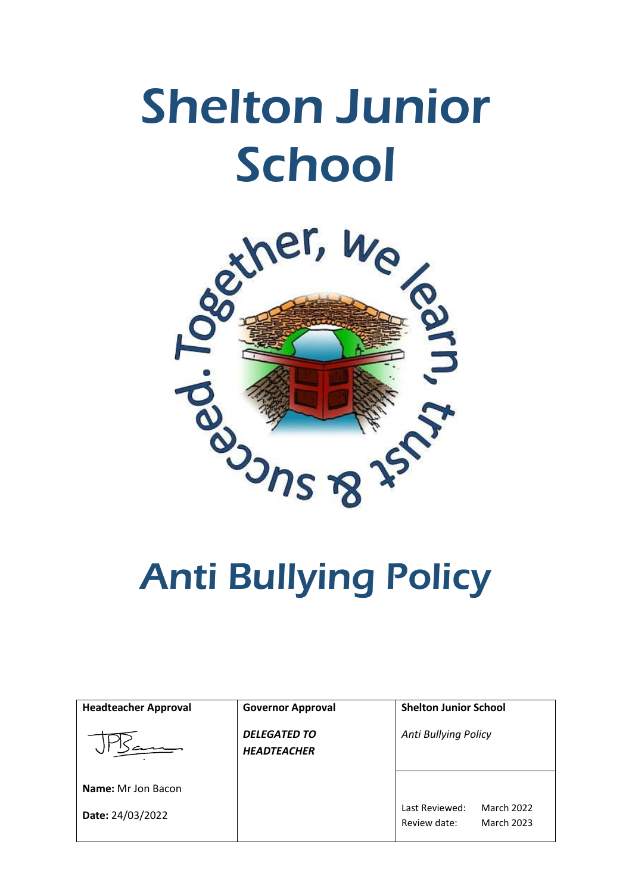# Shelton Junior School

Together, we learn, trust & succeed.

# Anti Bullying Policy

| Headteacher Approval | Governor Approval | Shelton Junior School |
|---|---|---|
| **Name:** Mr Jon Bacon<br>**Date:** 24/03/2022 | ***DELEGATED TO HEADTEACHER*** | *Anti Bullying Policy*<br><br>Last Reviewed: March 2022<br>Review date: March 2023 |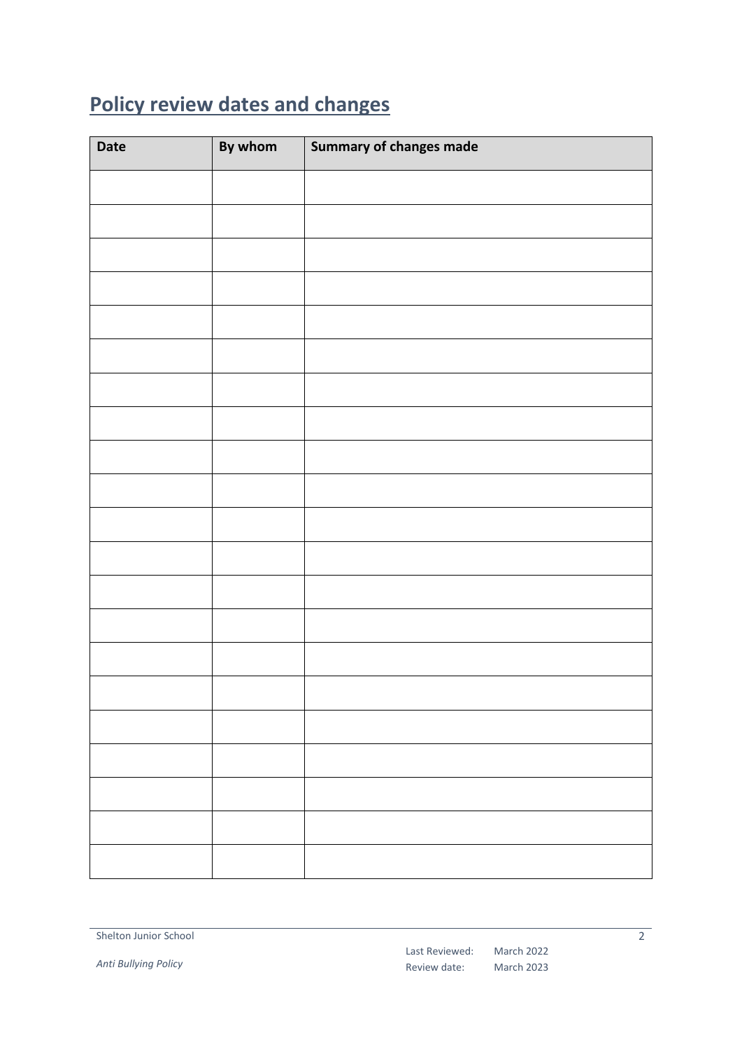## Policy review dates and changes

| Date | By whom | Summary of changes made |
|---|---|---|
| | | |
| | | |
| | | |
| | | |
| | | |
| | | |
| | | |
| | | |
| | | |
| | | |
| | | |
| | | |
| | | |
| | | |
| | | |
| | | |
| | | |
| | | |
| | | |
| | | |
| | | |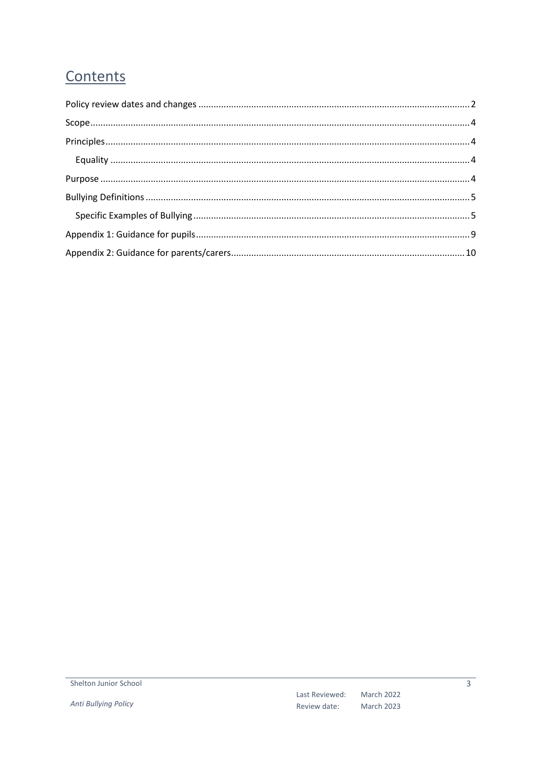# Contents

Policy review dates and changes .......... 2

Scope .......... 4

Principles .......... 4

- Equality .......... 4

Purpose .......... 4

Bullying Definitions .......... 5

- Specific Examples of Bullying .......... 5

Appendix 1: Guidance for pupils .......... 9

Appendix 2: Guidance for parents/carers .......... 10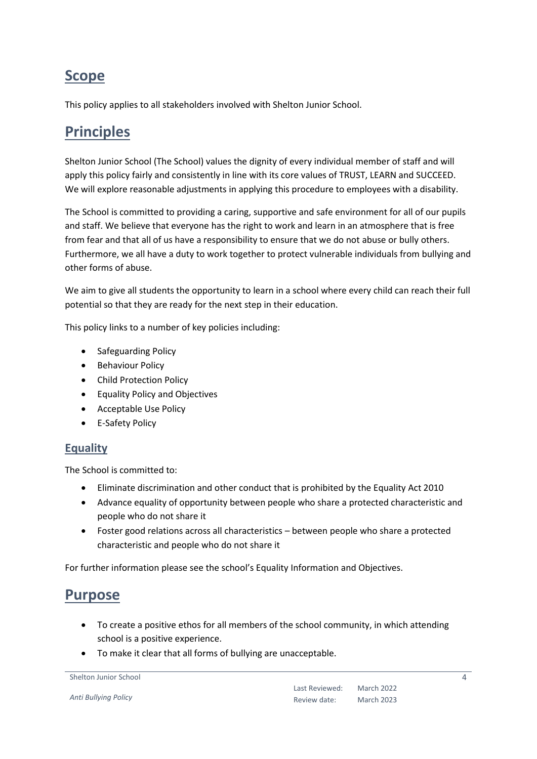## Scope

This policy applies to all stakeholders involved with Shelton Junior School.

## Principles

Shelton Junior School (The School) values the dignity of every individual member of staff and will apply this policy fairly and consistently in line with its core values of TRUST, LEARN and SUCCEED. We will explore reasonable adjustments in applying this procedure to employees with a disability.

The School is committed to providing a caring, supportive and safe environment for all of our pupils and staff. We believe that everyone has the right to work and learn in an atmosphere that is free from fear and that all of us have a responsibility to ensure that we do not abuse or bully others. Furthermore, we all have a duty to work together to protect vulnerable individuals from bullying and other forms of abuse.

We aim to give all students the opportunity to learn in a school where every child can reach their full potential so that they are ready for the next step in their education.

This policy links to a number of key policies including:

- Safeguarding Policy
- Behaviour Policy
- Child Protection Policy
- Equality Policy and Objectives
- Acceptable Use Policy
- E-Safety Policy

### Equality

The School is committed to:

- Eliminate discrimination and other conduct that is prohibited by the Equality Act 2010
- Advance equality of opportunity between people who share a protected characteristic and people who do not share it
- Foster good relations across all characteristics – between people who share a protected characteristic and people who do not share it

For further information please see the school's Equality Information and Objectives.

## Purpose

- To create a positive ethos for all members of the school community, in which attending school is a positive experience.
- To make it clear that all forms of bullying are unacceptable.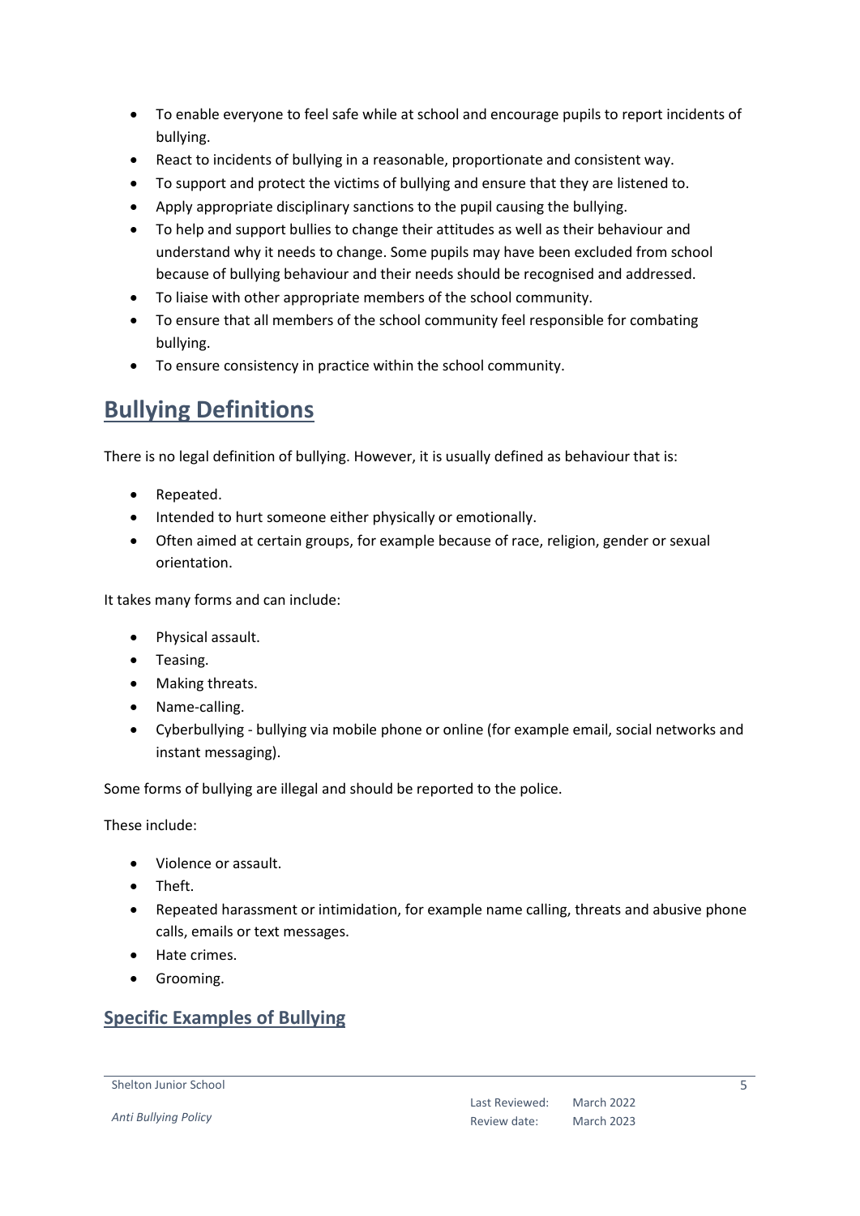- To enable everyone to feel safe while at school and encourage pupils to report incidents of bullying.
- React to incidents of bullying in a reasonable, proportionate and consistent way.
- To support and protect the victims of bullying and ensure that they are listened to.
- Apply appropriate disciplinary sanctions to the pupil causing the bullying.
- To help and support bullies to change their attitudes as well as their behaviour and understand why it needs to change. Some pupils may have been excluded from school because of bullying behaviour and their needs should be recognised and addressed.
- To liaise with other appropriate members of the school community.
- To ensure that all members of the school community feel responsible for combating bullying.
- To ensure consistency in practice within the school community.

# Bullying Definitions

There is no legal definition of bullying. However, it is usually defined as behaviour that is:

- Repeated.
- Intended to hurt someone either physically or emotionally.
- Often aimed at certain groups, for example because of race, religion, gender or sexual orientation.

It takes many forms and can include:

- Physical assault.
- Teasing.
- Making threats.
- Name-calling.
- Cyberbullying - bullying via mobile phone or online (for example email, social networks and instant messaging).

Some forms of bullying are illegal and should be reported to the police.

These include:

- Violence or assault.
- Theft.
- Repeated harassment or intimidation, for example name calling, threats and abusive phone calls, emails or text messages.
- Hate crimes.
- Grooming.

## Specific Examples of Bullying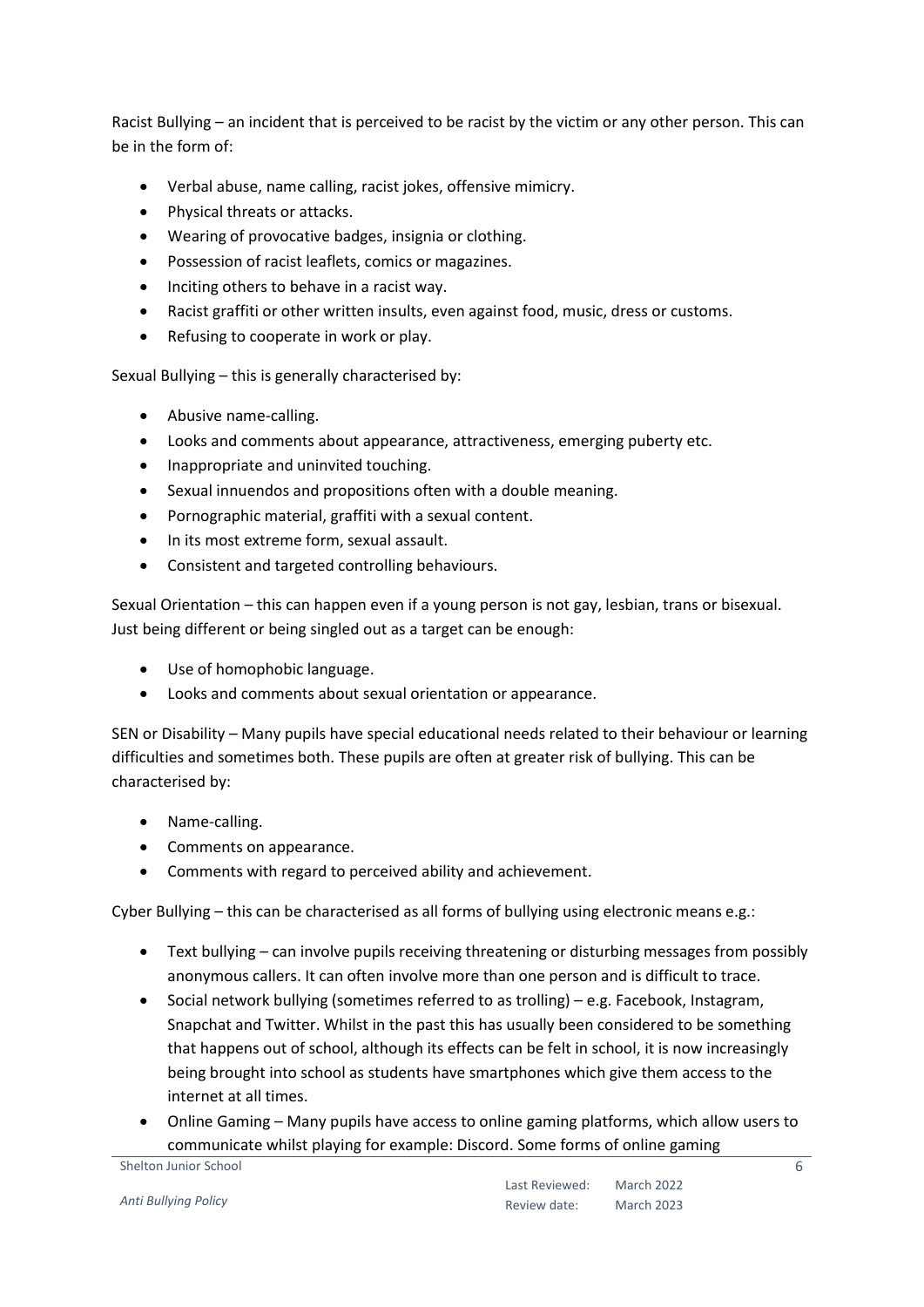Racist Bullying – an incident that is perceived to be racist by the victim or any other person. This can be in the form of:

- Verbal abuse, name calling, racist jokes, offensive mimicry.
- Physical threats or attacks.
- Wearing of provocative badges, insignia or clothing.
- Possession of racist leaflets, comics or magazines.
- Inciting others to behave in a racist way.
- Racist graffiti or other written insults, even against food, music, dress or customs.
- Refusing to cooperate in work or play.

Sexual Bullying – this is generally characterised by:

- Abusive name-calling.
- Looks and comments about appearance, attractiveness, emerging puberty etc.
- Inappropriate and uninvited touching.
- Sexual innuendos and propositions often with a double meaning.
- Pornographic material, graffiti with a sexual content.
- In its most extreme form, sexual assault.
- Consistent and targeted controlling behaviours.

Sexual Orientation – this can happen even if a young person is not gay, lesbian, trans or bisexual. Just being different or being singled out as a target can be enough:

- Use of homophobic language.
- Looks and comments about sexual orientation or appearance.

SEN or Disability – Many pupils have special educational needs related to their behaviour or learning difficulties and sometimes both. These pupils are often at greater risk of bullying. This can be characterised by:

- Name-calling.
- Comments on appearance.
- Comments with regard to perceived ability and achievement.

Cyber Bullying – this can be characterised as all forms of bullying using electronic means e.g.:

- Text bullying – can involve pupils receiving threatening or disturbing messages from possibly anonymous callers. It can often involve more than one person and is difficult to trace.
- Social network bullying (sometimes referred to as trolling) – e.g. Facebook, Instagram, Snapchat and Twitter. Whilst in the past this has usually been considered to be something that happens out of school, although its effects can be felt in school, it is now increasingly being brought into school as students have smartphones which give them access to the internet at all times.
- Online Gaming – Many pupils have access to online gaming platforms, which allow users to communicate whilst playing for example: Discord. Some forms of online gaming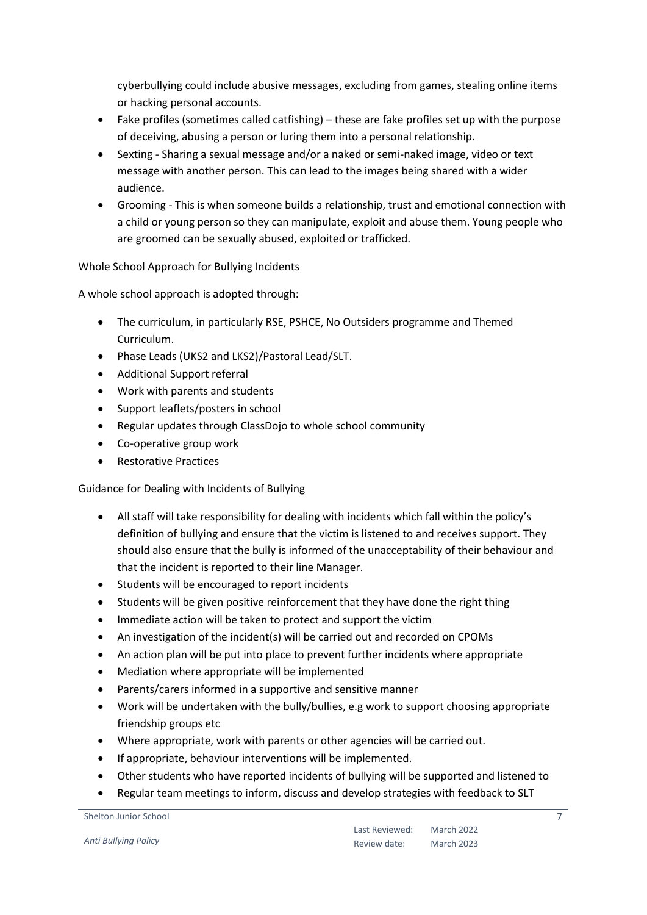cyberbullying could include abusive messages, excluding from games, stealing online items or hacking personal accounts.

- Fake profiles (sometimes called catfishing) – these are fake profiles set up with the purpose of deceiving, abusing a person or luring them into a personal relationship.
- Sexting - Sharing a sexual message and/or a naked or semi-naked image, video or text message with another person. This can lead to the images being shared with a wider audience.
- Grooming - This is when someone builds a relationship, trust and emotional connection with a child or young person so they can manipulate, exploit and abuse them. Young people who are groomed can be sexually abused, exploited or trafficked.

Whole School Approach for Bullying Incidents

A whole school approach is adopted through:

- The curriculum, in particularly RSE, PSHCE, No Outsiders programme and Themed Curriculum.
- Phase Leads (UKS2 and LKS2)/Pastoral Lead/SLT.
- Additional Support referral
- Work with parents and students
- Support leaflets/posters in school
- Regular updates through ClassDojo to whole school community
- Co-operative group work
- Restorative Practices

Guidance for Dealing with Incidents of Bullying

- All staff will take responsibility for dealing with incidents which fall within the policy's definition of bullying and ensure that the victim is listened to and receives support. They should also ensure that the bully is informed of the unacceptability of their behaviour and that the incident is reported to their line Manager.
- Students will be encouraged to report incidents
- Students will be given positive reinforcement that they have done the right thing
- Immediate action will be taken to protect and support the victim
- An investigation of the incident(s) will be carried out and recorded on CPOMs
- An action plan will be put into place to prevent further incidents where appropriate
- Mediation where appropriate will be implemented
- Parents/carers informed in a supportive and sensitive manner
- Work will be undertaken with the bully/bullies, e.g work to support choosing appropriate friendship groups etc
- Where appropriate, work with parents or other agencies will be carried out.
- If appropriate, behaviour interventions will be implemented.
- Other students who have reported incidents of bullying will be supported and listened to
- Regular team meetings to inform, discuss and develop strategies with feedback to SLT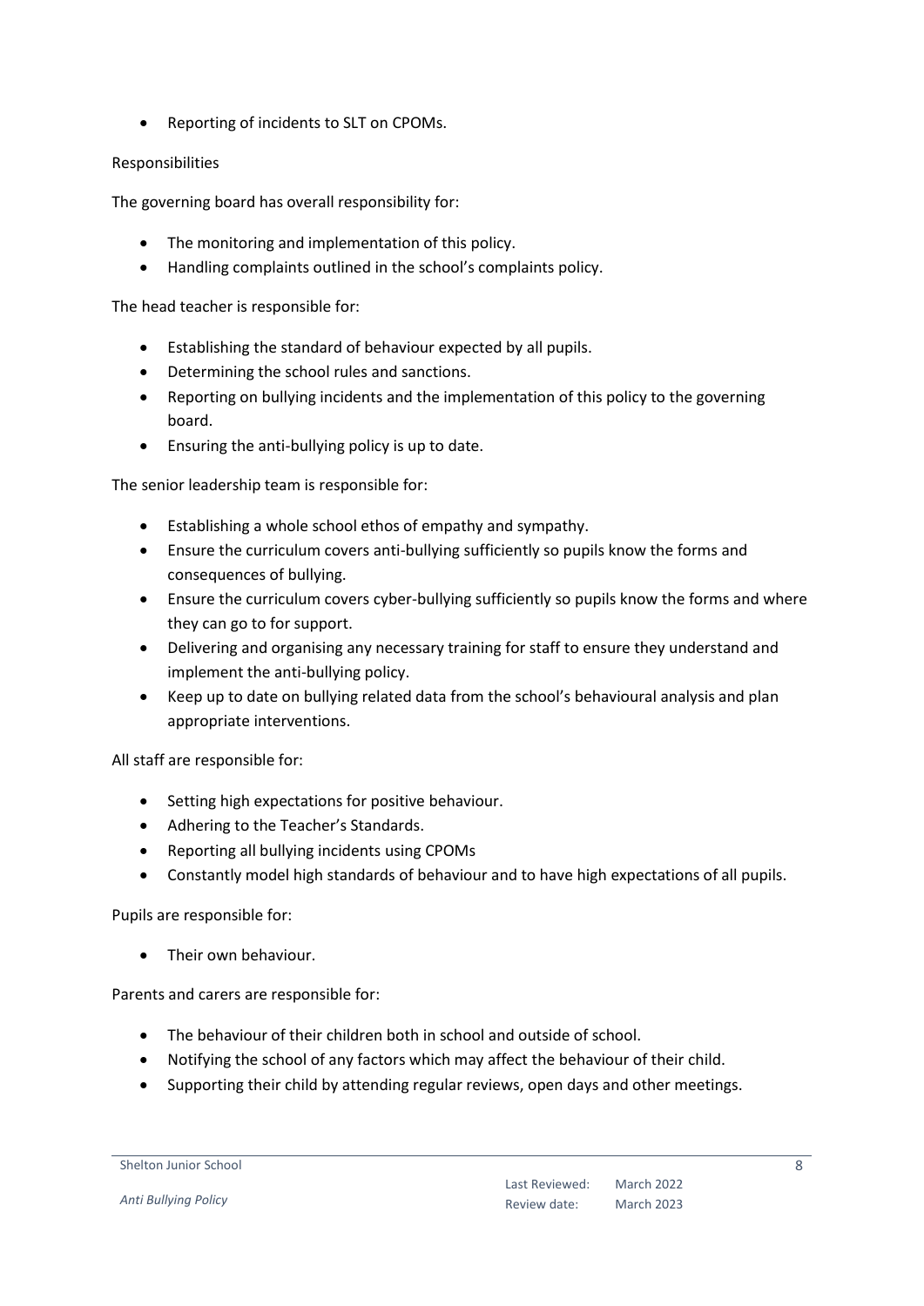- Reporting of incidents to SLT on CPOMs.

Responsibilities

The governing board has overall responsibility for:

- The monitoring and implementation of this policy.
- Handling complaints outlined in the school's complaints policy.

The head teacher is responsible for:

- Establishing the standard of behaviour expected by all pupils.
- Determining the school rules and sanctions.
- Reporting on bullying incidents and the implementation of this policy to the governing board.
- Ensuring the anti-bullying policy is up to date.

The senior leadership team is responsible for:

- Establishing a whole school ethos of empathy and sympathy.
- Ensure the curriculum covers anti-bullying sufficiently so pupils know the forms and consequences of bullying.
- Ensure the curriculum covers cyber-bullying sufficiently so pupils know the forms and where they can go to for support.
- Delivering and organising any necessary training for staff to ensure they understand and implement the anti-bullying policy.
- Keep up to date on bullying related data from the school's behavioural analysis and plan appropriate interventions.

All staff are responsible for:

- Setting high expectations for positive behaviour.
- Adhering to the Teacher's Standards.
- Reporting all bullying incidents using CPOMs
- Constantly model high standards of behaviour and to have high expectations of all pupils.

Pupils are responsible for:

- Their own behaviour.

Parents and carers are responsible for:

- The behaviour of their children both in school and outside of school.
- Notifying the school of any factors which may affect the behaviour of their child.
- Supporting their child by attending regular reviews, open days and other meetings.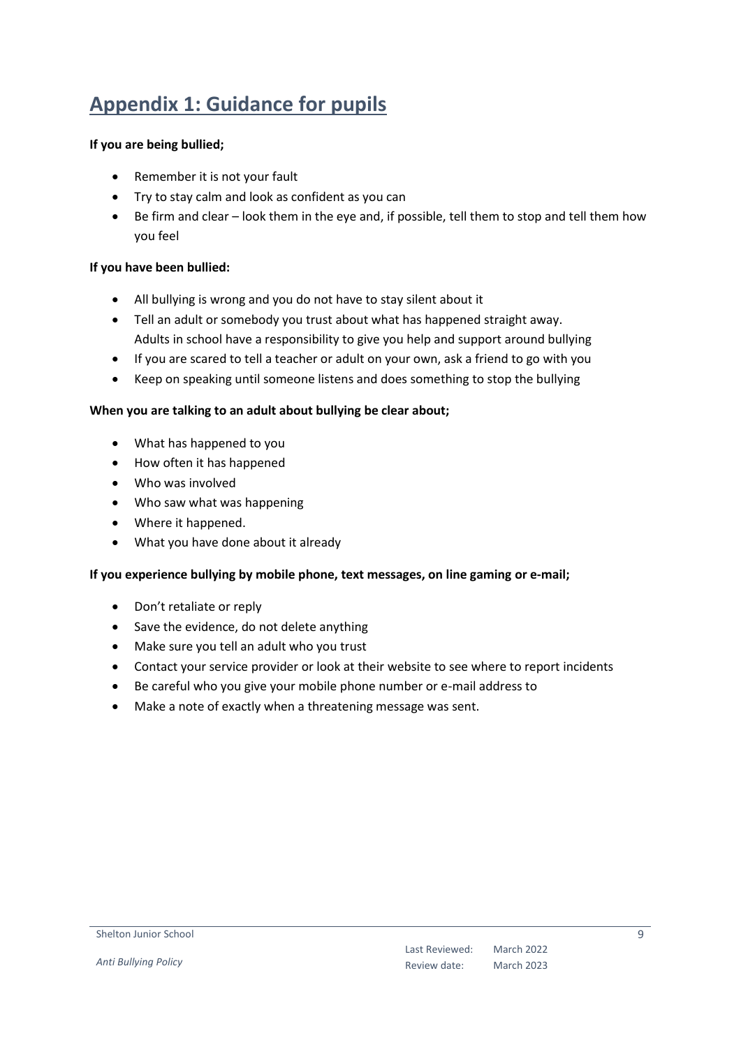## Appendix 1: Guidance for pupils

**If you are being bullied;**

- Remember it is not your fault
- Try to stay calm and look as confident as you can
- Be firm and clear – look them in the eye and, if possible, tell them to stop and tell them how you feel

**If you have been bullied:**

- All bullying is wrong and you do not have to stay silent about it
- Tell an adult or somebody you trust about what has happened straight away. Adults in school have a responsibility to give you help and support around bullying
- If you are scared to tell a teacher or adult on your own, ask a friend to go with you
- Keep on speaking until someone listens and does something to stop the bullying

**When you are talking to an adult about bullying be clear about;**

- What has happened to you
- How often it has happened
- Who was involved
- Who saw what was happening
- Where it happened.
- What you have done about it already

**If you experience bullying by mobile phone, text messages, on line gaming or e-mail;**

- Don't retaliate or reply
- Save the evidence, do not delete anything
- Make sure you tell an adult who you trust
- Contact your service provider or look at their website to see where to report incidents
- Be careful who you give your mobile phone number or e-mail address to
- Make a note of exactly when a threatening message was sent.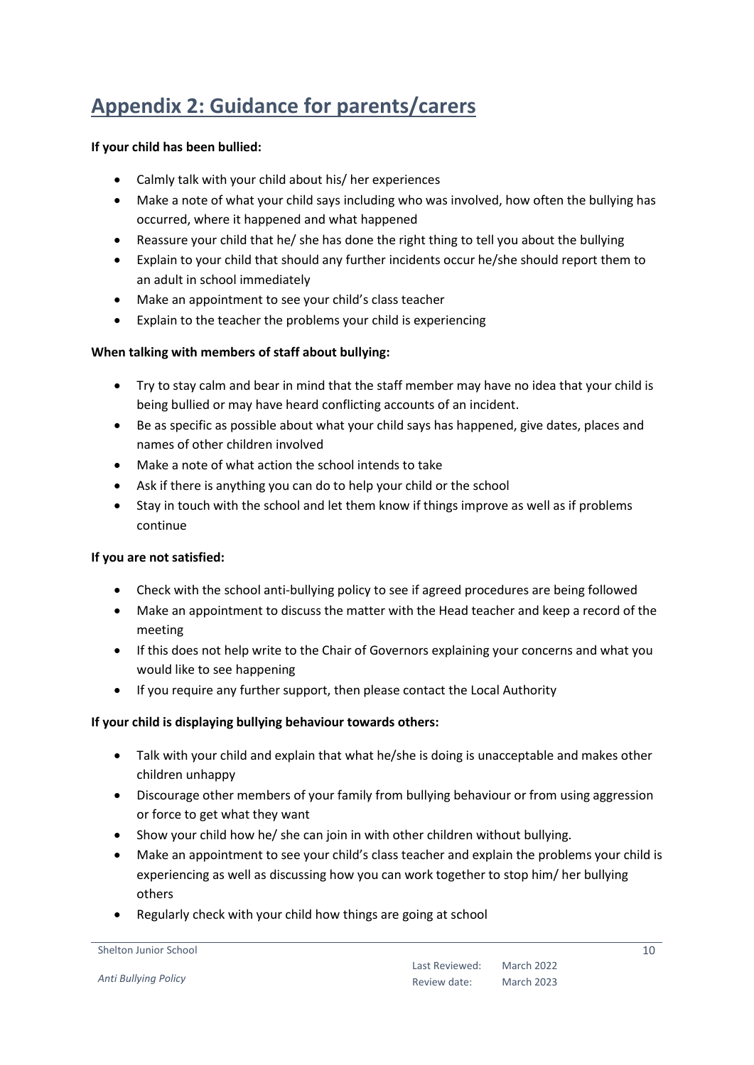## Appendix 2: Guidance for parents/carers

**If your child has been bullied:**

- Calmly talk with your child about his/ her experiences
- Make a note of what your child says including who was involved, how often the bullying has occurred, where it happened and what happened
- Reassure your child that he/ she has done the right thing to tell you about the bullying
- Explain to your child that should any further incidents occur he/she should report them to an adult in school immediately
- Make an appointment to see your child's class teacher
- Explain to the teacher the problems your child is experiencing

**When talking with members of staff about bullying:**

- Try to stay calm and bear in mind that the staff member may have no idea that your child is being bullied or may have heard conflicting accounts of an incident.
- Be as specific as possible about what your child says has happened, give dates, places and names of other children involved
- Make a note of what action the school intends to take
- Ask if there is anything you can do to help your child or the school
- Stay in touch with the school and let them know if things improve as well as if problems continue

**If you are not satisfied:**

- Check with the school anti-bullying policy to see if agreed procedures are being followed
- Make an appointment to discuss the matter with the Head teacher and keep a record of the meeting
- If this does not help write to the Chair of Governors explaining your concerns and what you would like to see happening
- If you require any further support, then please contact the Local Authority

**If your child is displaying bullying behaviour towards others:**

- Talk with your child and explain that what he/she is doing is unacceptable and makes other children unhappy
- Discourage other members of your family from bullying behaviour or from using aggression or force to get what they want
- Show your child how he/ she can join in with other children without bullying.
- Make an appointment to see your child's class teacher and explain the problems your child is experiencing as well as discussing how you can work together to stop him/ her bullying others
- Regularly check with your child how things are going at school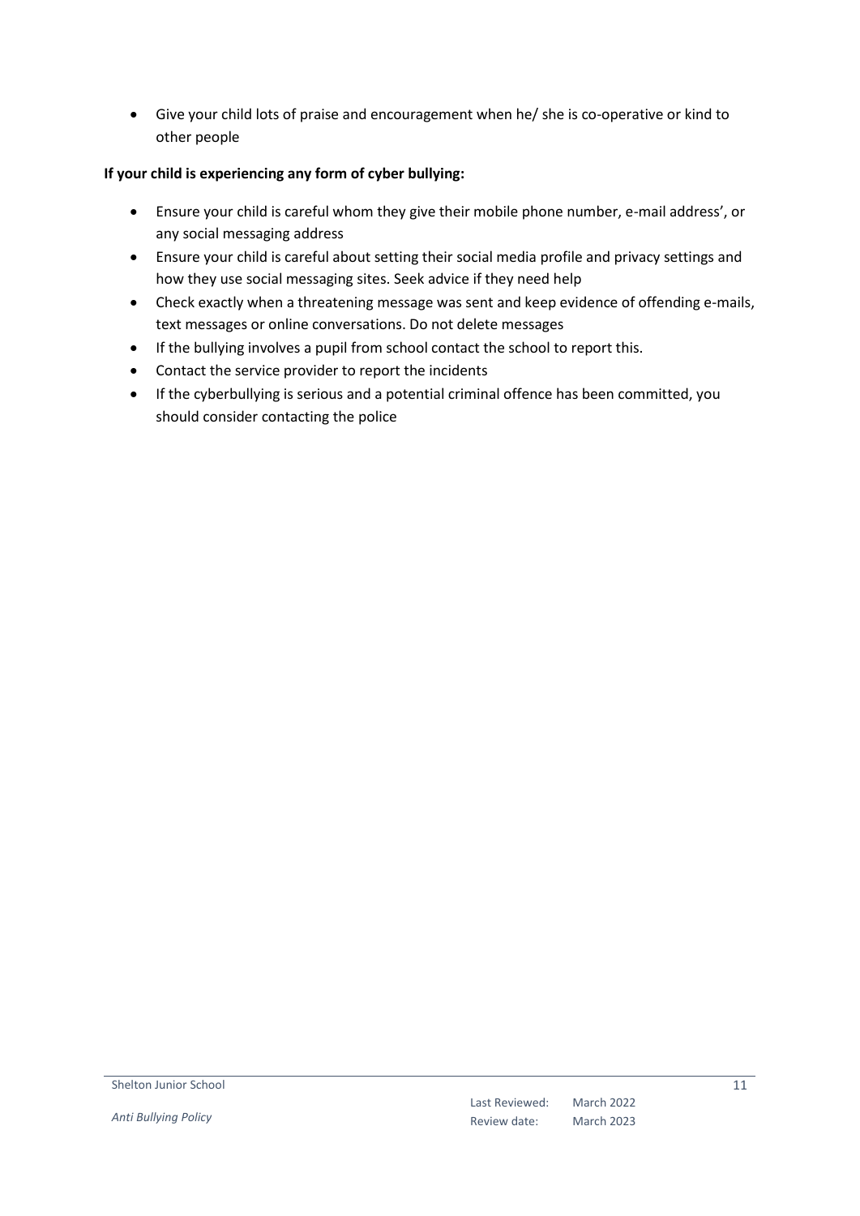- Give your child lots of praise and encouragement when he/ she is co-operative or kind to other people

**If your child is experiencing any form of cyber bullying:**

- Ensure your child is careful whom they give their mobile phone number, e-mail address', or any social messaging address
- Ensure your child is careful about setting their social media profile and privacy settings and how they use social messaging sites. Seek advice if they need help
- Check exactly when a threatening message was sent and keep evidence of offending e-mails, text messages or online conversations. Do not delete messages
- If the bullying involves a pupil from school contact the school to report this.
- Contact the service provider to report the incidents
- If the cyberbullying is serious and a potential criminal offence has been committed, you should consider contacting the police